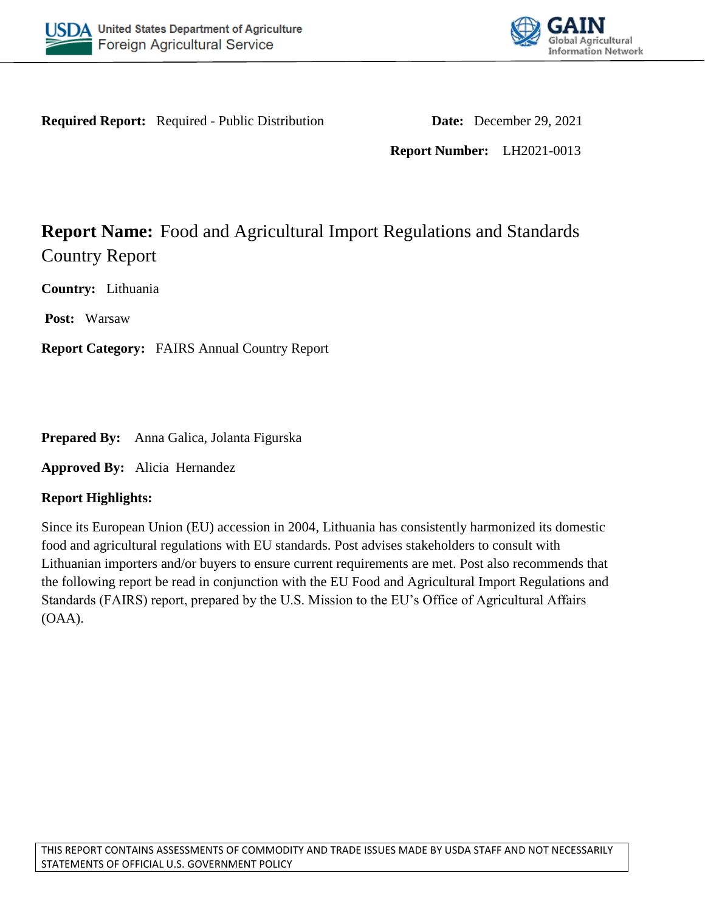**Required Report:** Required - Public Distribution

**Date:** December 29, 2021

**Report Number:** LH2021-0013

# **Report Name:** Food and Agricultural Import Regulations and Standards Country Report

**Country:** Lithuania

**Post:** Warsaw

**Report Category:** FAIRS Annual Country Report

**Prepared By:** Anna Galica, Jolanta Figurska

**Approved By:** Alicia Hernandez

**Report Highlights:**

Since its European Union (EU) accession in 2004, Lithuania has consistently harmonized its domestic food and agricultural regulations with EU standards. Post advises stakeholders to consult with Lithuanian importers and/or buyers to ensure current requirements are met. Post also recommends that the following report be read in conjunction with the EU Food and Agricultural Import Regulations and Standards (FAIRS) report, prepared by the U.S. Mission to the EU's Office of Agricultural Affairs (OAA).

THIS REPORT CONTAINS ASSESSMENTS OF COMMODITY AND TRADE ISSUES MADE BY USDA STAFF AND NOT NECESSARILY STATEMENTS OF OFFICIAL U.S. GOVERNMENT POLICY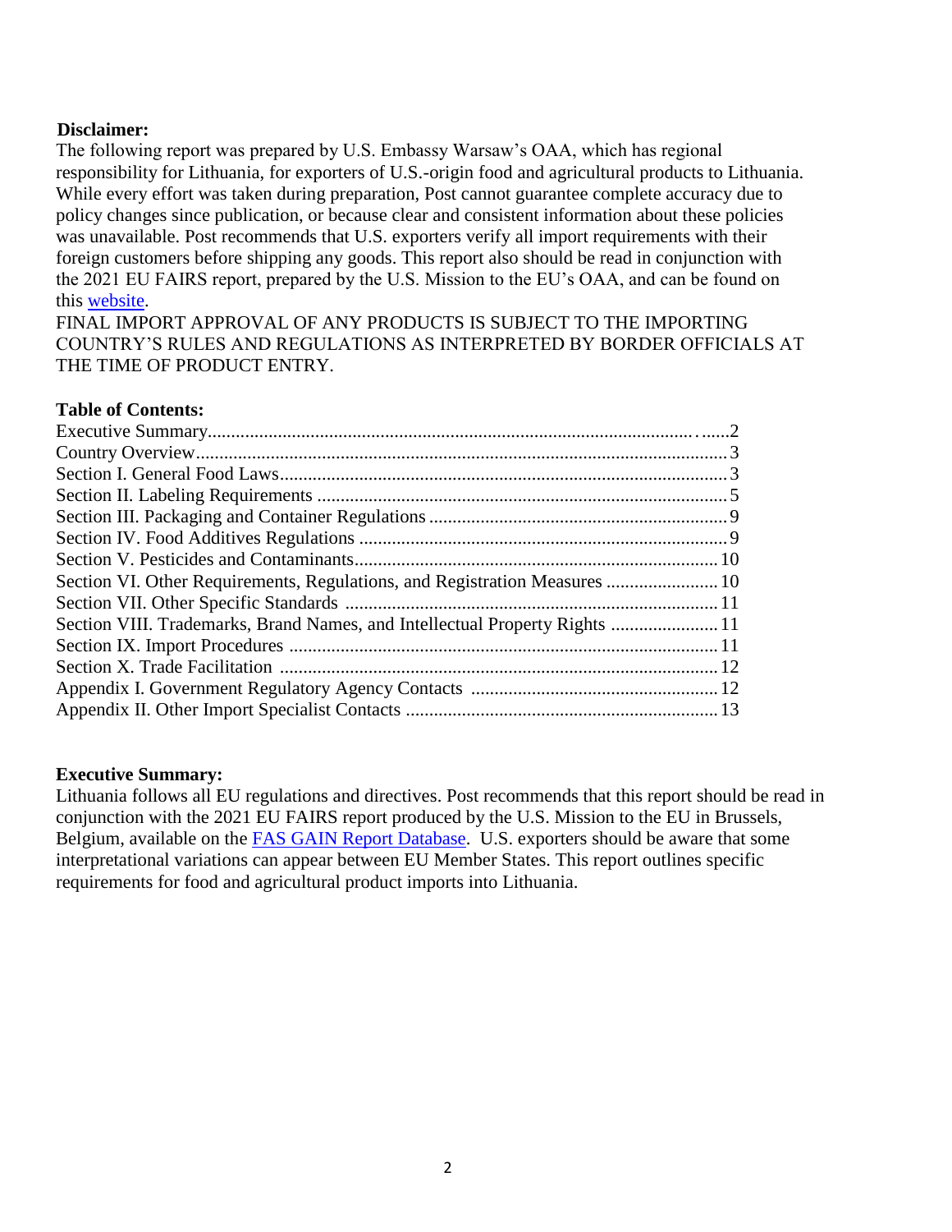**Disclaimer:**

The following report was prepared by U.S. Embassy Warsaw's OAA, which has regional responsibility for Lithuania, for exporters of U.S.-origin food and agricultural products to Lithuania. While every effort was taken during preparation, Post cannot guarantee complete accuracy due to policy changes since publication, or because clear and consistent information about these policies was unavailable. Post recommends that U.S. exporters verify all import requirements with their foreign customers before shipping any goods. This report also should be read in conjunction with the 2021 EU FAIRS report, prepared by the U.S. Mission to the EU's OAA, and can be found on this website.

FINAL IMPORT APPROVAL OF ANY PRODUCTS IS SUBJECT TO THE IMPORTING COUNTRY'S RULES AND REGULATIONS AS INTERPRETED BY BORDER OFFICIALS AT THE TIME OF PRODUCT ENTRY.

**Table of Contents:**

Executive Summary........................................................................2
Country Overview..........................................................................3
Section I. General Food Laws..........................................................3
Section II. Labeling Requirements ....................................................5
Section III. Packaging and Container Regulations ..............................9
Section IV. Food Additives Regulations .............................................9
Section V. Pesticides and Contaminants............................................10
Section VI. Other Requirements, Regulations, and Registration Measures ........10
Section VII. Other Specific Standards ..............................................11
Section VIII. Trademarks, Brand Names, and Intellectual Property Rights ..........11
Section IX. Import Procedures ........................................................11
Section X. Trade Facilitation ..........................................................12
Appendix I. Government Regulatory Agency Contacts ...........................12
Appendix II. Other Import Specialist Contacts ....................................13

**Executive Summary:**

Lithuania follows all EU regulations and directives. Post recommends that this report should be read in conjunction with the 2021 EU FAIRS report produced by the U.S. Mission to the EU in Brussels, Belgium, available on the FAS GAIN Report Database. U.S. exporters should be aware that some interpretational variations can appear between EU Member States. This report outlines specific requirements for food and agricultural product imports into Lithuania.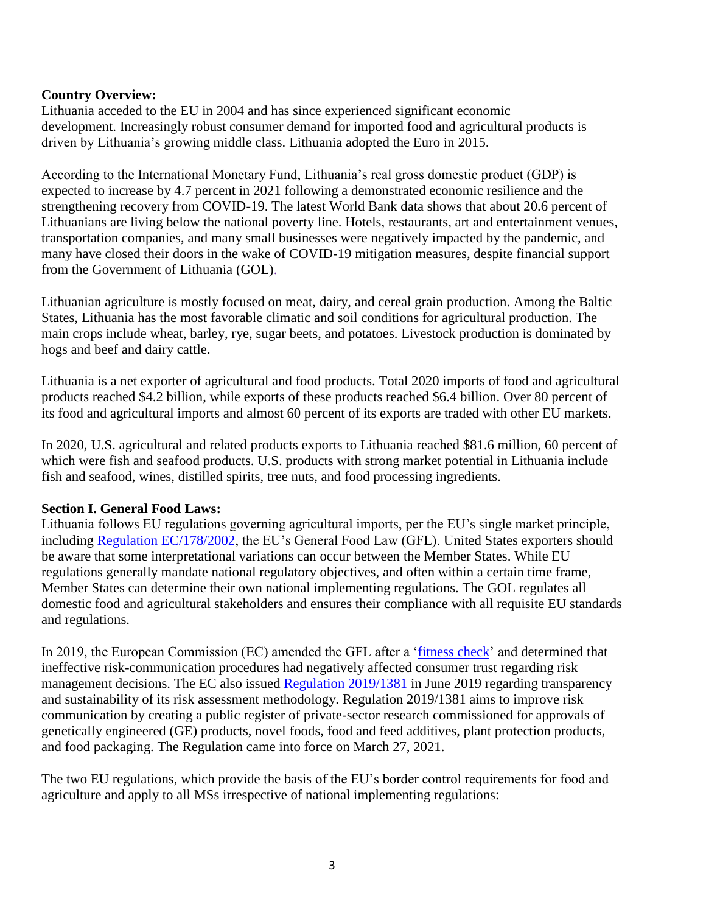**Country Overview:**

Lithuania acceded to the EU in 2004 and has since experienced significant economic development. Increasingly robust consumer demand for imported food and agricultural products is driven by Lithuania's growing middle class. Lithuania adopted the Euro in 2015.

According to the International Monetary Fund, Lithuania's real gross domestic product (GDP) is expected to increase by 4.7 percent in 2021 following a demonstrated economic resilience and the strengthening recovery from COVID-19. The latest World Bank data shows that about 20.6 percent of Lithuanians are living below the national poverty line. Hotels, restaurants, art and entertainment venues, transportation companies, and many small businesses were negatively impacted by the pandemic, and many have closed their doors in the wake of COVID-19 mitigation measures, despite financial support from the Government of Lithuania (GOL).

Lithuanian agriculture is mostly focused on meat, dairy, and cereal grain production. Among the Baltic States, Lithuania has the most favorable climatic and soil conditions for agricultural production. The main crops include wheat, barley, rye, sugar beets, and potatoes. Livestock production is dominated by hogs and beef and dairy cattle.

Lithuania is a net exporter of agricultural and food products. Total 2020 imports of food and agricultural products reached $4.2 billion, while exports of these products reached $6.4 billion. Over 80 percent of its food and agricultural imports and almost 60 percent of its exports are traded with other EU markets.

In 2020, U.S. agricultural and related products exports to Lithuania reached $81.6 million, 60 percent of which were fish and seafood products. U.S. products with strong market potential in Lithuania include fish and seafood, wines, distilled spirits, tree nuts, and food processing ingredients.

**Section I. General Food Laws:**

Lithuania follows EU regulations governing agricultural imports, per the EU's single market principle, including Regulation EC/178/2002, the EU's General Food Law (GFL). United States exporters should be aware that some interpretational variations can occur between the Member States. While EU regulations generally mandate national regulatory objectives, and often within a certain time frame, Member States can determine their own national implementing regulations. The GOL regulates all domestic food and agricultural stakeholders and ensures their compliance with all requisite EU standards and regulations.

In 2019, the European Commission (EC) amended the GFL after a 'fitness check' and determined that ineffective risk-communication procedures had negatively affected consumer trust regarding risk management decisions. The EC also issued Regulation 2019/1381 in June 2019 regarding transparency and sustainability of its risk assessment methodology. Regulation 2019/1381 aims to improve risk communication by creating a public register of private-sector research commissioned for approvals of genetically engineered (GE) products, novel foods, food and feed additives, plant protection products, and food packaging. The Regulation came into force on March 27, 2021.

The two EU regulations, which provide the basis of the EU's border control requirements for food and agriculture and apply to all MSs irrespective of national implementing regulations: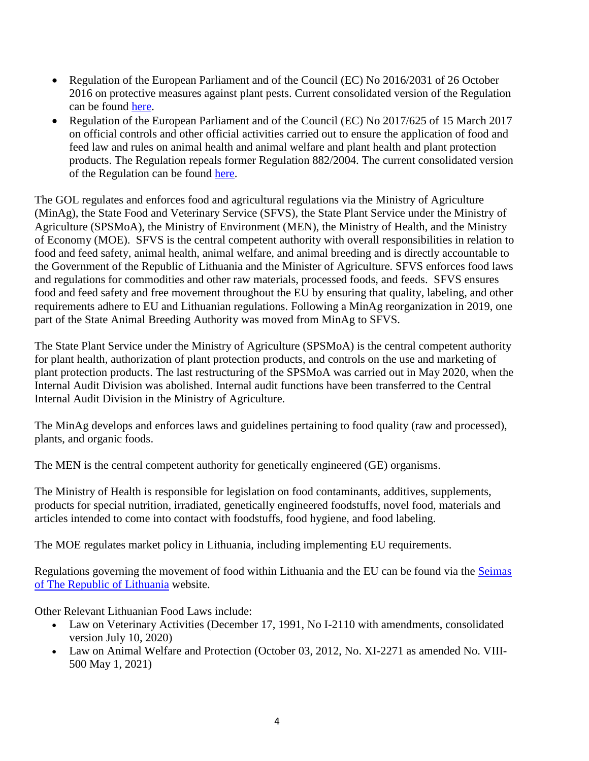- Regulation of the European Parliament and of the Council (EC) No 2016/2031 of 26 October 2016 on protective measures against plant pests. Current consolidated version of the Regulation can be found here.
- Regulation of the European Parliament and of the Council (EC) No 2017/625 of 15 March 2017 on official controls and other official activities carried out to ensure the application of food and feed law and rules on animal health and animal welfare and plant health and plant protection products. The Regulation repeals former Regulation 882/2004. The current consolidated version of the Regulation can be found here.

The GOL regulates and enforces food and agricultural regulations via the Ministry of Agriculture (MinAg), the State Food and Veterinary Service (SFVS), the State Plant Service under the Ministry of Agriculture (SPSMoA), the Ministry of Environment (MEN), the Ministry of Health, and the Ministry of Economy (MOE). SFVS is the central competent authority with overall responsibilities in relation to food and feed safety, animal health, animal welfare, and animal breeding and is directly accountable to the Government of the Republic of Lithuania and the Minister of Agriculture. SFVS enforces food laws and regulations for commodities and other raw materials, processed foods, and feeds. SFVS ensures food and feed safety and free movement throughout the EU by ensuring that quality, labeling, and other requirements adhere to EU and Lithuanian regulations. Following a MinAg reorganization in 2019, one part of the State Animal Breeding Authority was moved from MinAg to SFVS.

The State Plant Service under the Ministry of Agriculture (SPSMoA) is the central competent authority for plant health, authorization of plant protection products, and controls on the use and marketing of plant protection products. The last restructuring of the SPSMoA was carried out in May 2020, when the Internal Audit Division was abolished. Internal audit functions have been transferred to the Central Internal Audit Division in the Ministry of Agriculture.

The MinAg develops and enforces laws and guidelines pertaining to food quality (raw and processed), plants, and organic foods.

The MEN is the central competent authority for genetically engineered (GE) organisms.

The Ministry of Health is responsible for legislation on food contaminants, additives, supplements, products for special nutrition, irradiated, genetically engineered foodstuffs, novel food, materials and articles intended to come into contact with foodstuffs, food hygiene, and food labeling.

The MOE regulates market policy in Lithuania, including implementing EU requirements.

Regulations governing the movement of food within Lithuania and the EU can be found via the Seimas of The Republic of Lithuania website.

Other Relevant Lithuanian Food Laws include:

- Law on Veterinary Activities (December 17, 1991, No I-2110 with amendments, consolidated version July 10, 2020)
- Law on Animal Welfare and Protection (October 03, 2012, No. XI-2271 as amended No. VIII-500 May 1, 2021)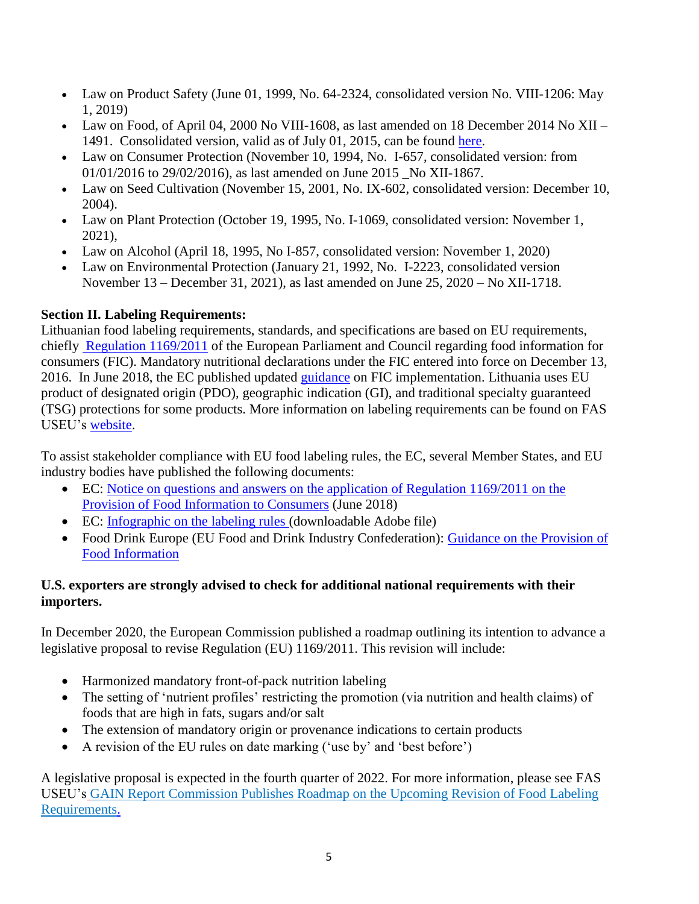- Law on Product Safety (June 01, 1999, No. 64-2324, consolidated version No. VIII-1206: May 1, 2019)
- Law on Food, of April 04, 2000 No VIII-1608, as last amended on 18 December 2014 No XII – 1491. Consolidated version, valid as of July 01, 2015, can be found here.
- Law on Consumer Protection (November 10, 1994, No. I-657, consolidated version: from 01/01/2016 to 29/02/2016), as last amended on June 2015 _No XII-1867.
- Law on Seed Cultivation (November 15, 2001, No. IX-602, consolidated version: December 10, 2004).
- Law on Plant Protection (October 19, 1995, No. I-1069, consolidated version: November 1, 2021),
- Law on Alcohol (April 18, 1995, No I-857, consolidated version: November 1, 2020)
- Law on Environmental Protection (January 21, 1992, No. I-2223, consolidated version November 13 – December 31, 2021), as last amended on June 25, 2020 – No XII-1718.

**Section II. Labeling Requirements:**

Lithuanian food labeling requirements, standards, and specifications are based on EU requirements, chiefly Regulation 1169/2011 of the European Parliament and Council regarding food information for consumers (FIC). Mandatory nutritional declarations under the FIC entered into force on December 13, 2016. In June 2018, the EC published updated guidance on FIC implementation. Lithuania uses EU product of designated origin (PDO), geographic indication (GI), and traditional specialty guaranteed (TSG) protections for some products. More information on labeling requirements can be found on FAS USEU's website.

To assist stakeholder compliance with EU food labeling rules, the EC, several Member States, and EU industry bodies have published the following documents:

- EC: Notice on questions and answers on the application of Regulation 1169/2011 on the Provision of Food Information to Consumers (June 2018)
- EC: Infographic on the labeling rules (downloadable Adobe file)
- Food Drink Europe (EU Food and Drink Industry Confederation): Guidance on the Provision of Food Information

**U.S. exporters are strongly advised to check for additional national requirements with their importers.**

In December 2020, the European Commission published a roadmap outlining its intention to advance a legislative proposal to revise Regulation (EU) 1169/2011. This revision will include:

- Harmonized mandatory front-of-pack nutrition labeling
- The setting of 'nutrient profiles' restricting the promotion (via nutrition and health claims) of foods that are high in fats, sugars and/or salt
- The extension of mandatory origin or provenance indications to certain products
- A revision of the EU rules on date marking ('use by' and 'best before')

A legislative proposal is expected in the fourth quarter of 2022. For more information, please see FAS USEU's GAIN Report Commission Publishes Roadmap on the Upcoming Revision of Food Labeling Requirements.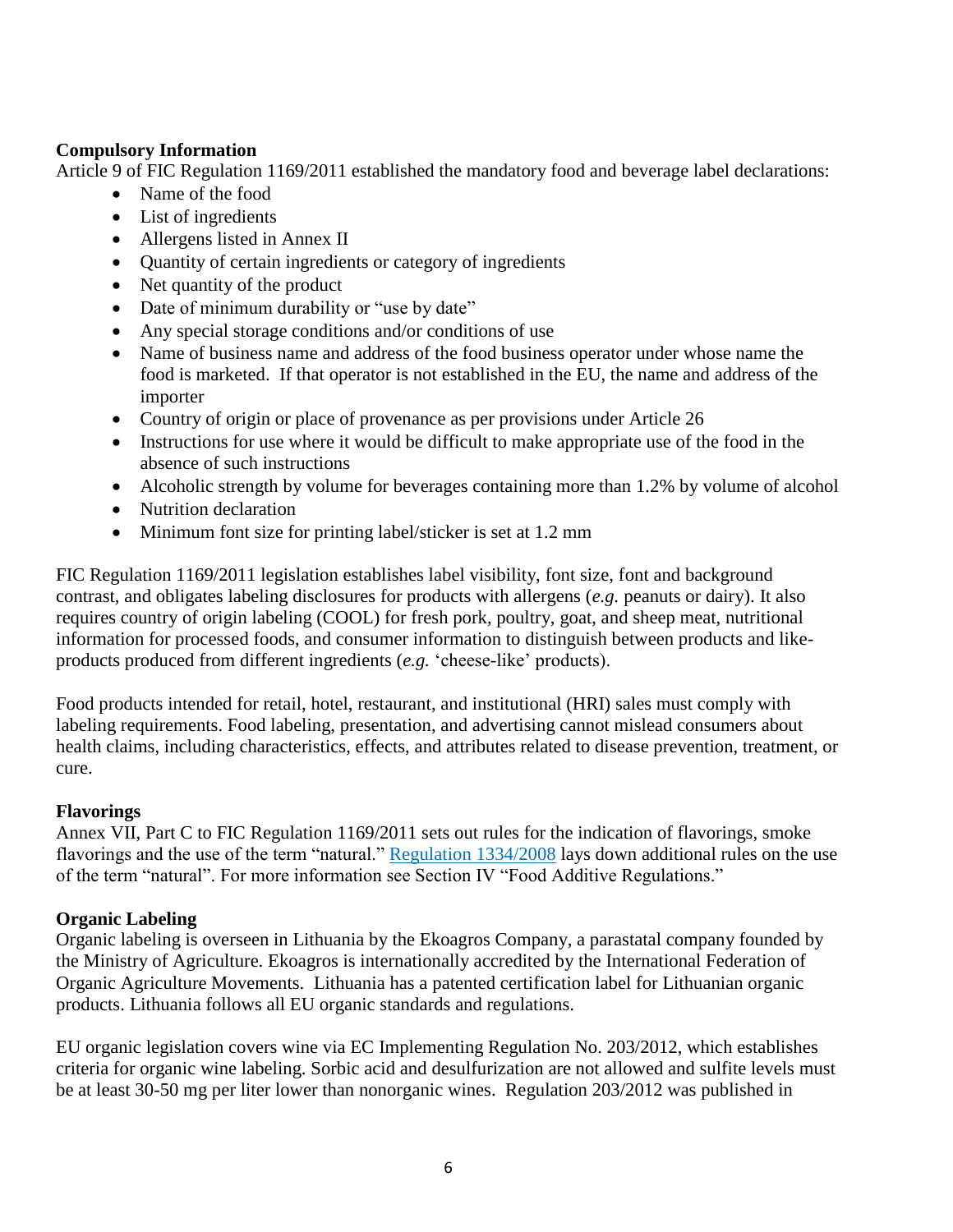**Compulsory Information**

Article 9 of FIC Regulation 1169/2011 established the mandatory food and beverage label declarations:

- Name of the food
- List of ingredients
- Allergens listed in Annex II
- Quantity of certain ingredients or category of ingredients
- Net quantity of the product
- Date of minimum durability or "use by date"
- Any special storage conditions and/or conditions of use
- Name of business name and address of the food business operator under whose name the food is marketed. If that operator is not established in the EU, the name and address of the importer
- Country of origin or place of provenance as per provisions under Article 26
- Instructions for use where it would be difficult to make appropriate use of the food in the absence of such instructions
- Alcoholic strength by volume for beverages containing more than 1.2% by volume of alcohol
- Nutrition declaration
- Minimum font size for printing label/sticker is set at 1.2 mm

FIC Regulation 1169/2011 legislation establishes label visibility, font size, font and background contrast, and obligates labeling disclosures for products with allergens (*e.g.* peanuts or dairy). It also requires country of origin labeling (COOL) for fresh pork, poultry, goat, and sheep meat, nutritional information for processed foods, and consumer information to distinguish between products and like-products produced from different ingredients (*e.g.* 'cheese-like' products).

Food products intended for retail, hotel, restaurant, and institutional (HRI) sales must comply with labeling requirements. Food labeling, presentation, and advertising cannot mislead consumers about health claims, including characteristics, effects, and attributes related to disease prevention, treatment, or cure.

**Flavorings**

Annex VII, Part C to FIC Regulation 1169/2011 sets out rules for the indication of flavorings, smoke flavorings and the use of the term "natural." Regulation 1334/2008 lays down additional rules on the use of the term "natural". For more information see Section IV "Food Additive Regulations."

**Organic Labeling**

Organic labeling is overseen in Lithuania by the Ekoagros Company, a parastatal company founded by the Ministry of Agriculture. Ekoagros is internationally accredited by the International Federation of Organic Agriculture Movements. Lithuania has a patented certification label for Lithuanian organic products. Lithuania follows all EU organic standards and regulations.

EU organic legislation covers wine via EC Implementing Regulation No. 203/2012, which establishes criteria for organic wine labeling. Sorbic acid and desulfurization are not allowed and sulfite levels must be at least 30-50 mg per liter lower than nonorganic wines. Regulation 203/2012 was published in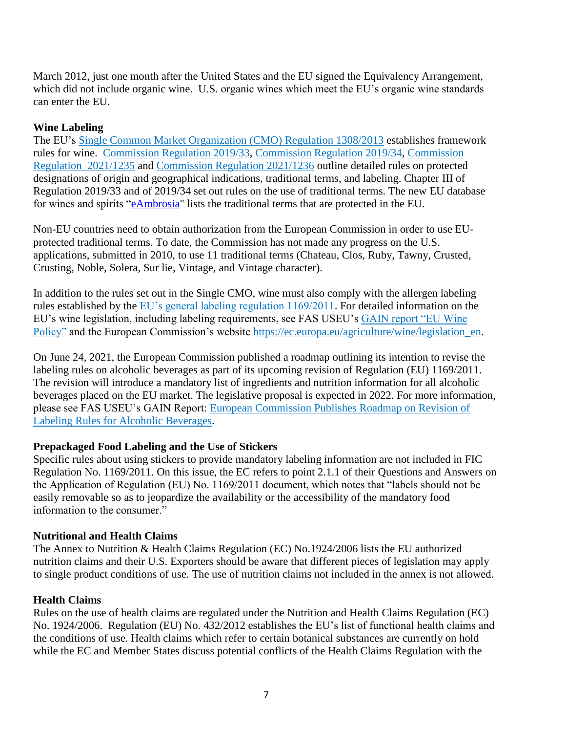March 2012, just one month after the United States and the EU signed the Equivalency Arrangement, which did not include organic wine. U.S. organic wines which meet the EU's organic wine standards can enter the EU.

**Wine Labeling**

The EU's Single Common Market Organization (CMO) Regulation 1308/2013 establishes framework rules for wine. Commission Regulation 2019/33, Commission Regulation 2019/34, Commission Regulation 2021/1235 and Commission Regulation 2021/1236 outline detailed rules on protected designations of origin and geographical indications, traditional terms, and labeling. Chapter III of Regulation 2019/33 and of 2019/34 set out rules on the use of traditional terms. The new EU database for wines and spirits "eAmbrosia" lists the traditional terms that are protected in the EU.

Non-EU countries need to obtain authorization from the European Commission in order to use EU-protected traditional terms. To date, the Commission has not made any progress on the U.S. applications, submitted in 2010, to use 11 traditional terms (Chateau, Clos, Ruby, Tawny, Crusted, Crusting, Noble, Solera, Sur lie, Vintage, and Vintage character).

In addition to the rules set out in the Single CMO, wine must also comply with the allergen labeling rules established by the EU's general labeling regulation 1169/2011. For detailed information on the EU's wine legislation, including labeling requirements, see FAS USEU's GAIN report "EU Wine Policy" and the European Commission's website https://ec.europa.eu/agriculture/wine/legislation_en.

On June 24, 2021, the European Commission published a roadmap outlining its intention to revise the labeling rules on alcoholic beverages as part of its upcoming revision of Regulation (EU) 1169/2011. The revision will introduce a mandatory list of ingredients and nutrition information for all alcoholic beverages placed on the EU market. The legislative proposal is expected in 2022. For more information, please see FAS USEU's GAIN Report: European Commission Publishes Roadmap on Revision of Labeling Rules for Alcoholic Beverages.

**Prepackaged Food Labeling and the Use of Stickers**

Specific rules about using stickers to provide mandatory labeling information are not included in FIC Regulation No. 1169/2011. On this issue, the EC refers to point 2.1.1 of their Questions and Answers on the Application of Regulation (EU) No. 1169/2011 document, which notes that "labels should not be easily removable so as to jeopardize the availability or the accessibility of the mandatory food information to the consumer."

**Nutritional and Health Claims**

The Annex to Nutrition & Health Claims Regulation (EC) No.1924/2006 lists the EU authorized nutrition claims and their U.S. Exporters should be aware that different pieces of legislation may apply to single product conditions of use. The use of nutrition claims not included in the annex is not allowed.

**Health Claims**

Rules on the use of health claims are regulated under the Nutrition and Health Claims Regulation (EC) No. 1924/2006. Regulation (EU) No. 432/2012 establishes the EU's list of functional health claims and the conditions of use. Health claims which refer to certain botanical substances are currently on hold while the EC and Member States discuss potential conflicts of the Health Claims Regulation with the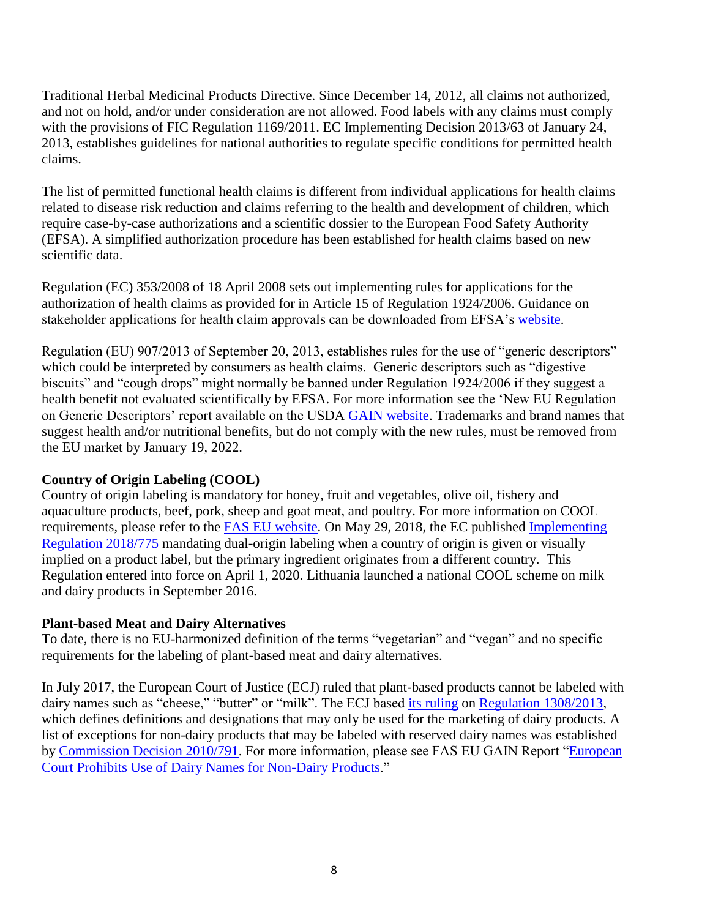Traditional Herbal Medicinal Products Directive. Since December 14, 2012, all claims not authorized, and not on hold, and/or under consideration are not allowed. Food labels with any claims must comply with the provisions of FIC Regulation 1169/2011. EC Implementing Decision 2013/63 of January 24, 2013, establishes guidelines for national authorities to regulate specific conditions for permitted health claims.

The list of permitted functional health claims is different from individual applications for health claims related to disease risk reduction and claims referring to the health and development of children, which require case-by-case authorizations and a scientific dossier to the European Food Safety Authority (EFSA). A simplified authorization procedure has been established for health claims based on new scientific data.

Regulation (EC) 353/2008 of 18 April 2008 sets out implementing rules for applications for the authorization of health claims as provided for in Article 15 of Regulation 1924/2006. Guidance on stakeholder applications for health claim approvals can be downloaded from EFSA's website.

Regulation (EU) 907/2013 of September 20, 2013, establishes rules for the use of "generic descriptors" which could be interpreted by consumers as health claims. Generic descriptors such as "digestive biscuits" and "cough drops" might normally be banned under Regulation 1924/2006 if they suggest a health benefit not evaluated scientifically by EFSA. For more information see the 'New EU Regulation on Generic Descriptors' report available on the USDA GAIN website. Trademarks and brand names that suggest health and/or nutritional benefits, but do not comply with the new rules, must be removed from the EU market by January 19, 2022.

**Country of Origin Labeling (COOL)**

Country of origin labeling is mandatory for honey, fruit and vegetables, olive oil, fishery and aquaculture products, beef, pork, sheep and goat meat, and poultry. For more information on COOL requirements, please refer to the FAS EU website. On May 29, 2018, the EC published Implementing Regulation 2018/775 mandating dual-origin labeling when a country of origin is given or visually implied on a product label, but the primary ingredient originates from a different country. This Regulation entered into force on April 1, 2020. Lithuania launched a national COOL scheme on milk and dairy products in September 2016.

**Plant-based Meat and Dairy Alternatives**

To date, there is no EU-harmonized definition of the terms "vegetarian" and "vegan" and no specific requirements for the labeling of plant-based meat and dairy alternatives.

In July 2017, the European Court of Justice (ECJ) ruled that plant-based products cannot be labeled with dairy names such as "cheese," "butter" or "milk". The ECJ based its ruling on Regulation 1308/2013, which defines definitions and designations that may only be used for the marketing of dairy products. A list of exceptions for non-dairy products that may be labeled with reserved dairy names was established by Commission Decision 2010/791. For more information, please see FAS EU GAIN Report "European Court Prohibits Use of Dairy Names for Non-Dairy Products."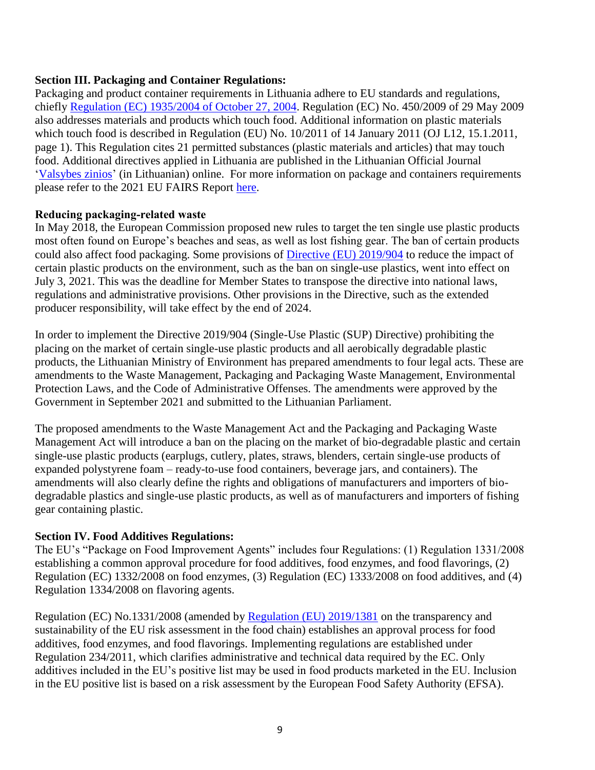## Section III. Packaging and Container Regulations:

Packaging and product container requirements in Lithuania adhere to EU standards and regulations, chiefly [Regulation (EC) 1935/2004 of October 27, 2004](). Regulation (EC) No. 450/2009 of 29 May 2009 also addresses materials and products which touch food. Additional information on plastic materials which touch food is described in Regulation (EU) No. 10/2011 of 14 January 2011 (OJ L12, 15.1.2011, page 1). This Regulation cites 21 permitted substances (plastic materials and articles) that may touch food. Additional directives applied in Lithuania are published in the Lithuanian Official Journal '[Valsybes zinios]()' (in Lithuanian) online. For more information on package and containers requirements please refer to the 2021 EU FAIRS Report [here]().

### Reducing packaging-related waste

In May 2018, the European Commission proposed new rules to target the ten single use plastic products most often found on Europe's beaches and seas, as well as lost fishing gear. The ban of certain products could also affect food packaging. Some provisions of [Directive (EU) 2019/904]() to reduce the impact of certain plastic products on the environment, such as the ban on single-use plastics, went into effect on July 3, 2021. This was the deadline for Member States to transpose the directive into national laws, regulations and administrative provisions. Other provisions in the Directive, such as the extended producer responsibility, will take effect by the end of 2024.

In order to implement the Directive 2019/904 (Single-Use Plastic (SUP) Directive) prohibiting the placing on the market of certain single-use plastic products and all aerobically degradable plastic products, the Lithuanian Ministry of Environment has prepared amendments to four legal acts. These are amendments to the Waste Management, Packaging and Packaging Waste Management, Environmental Protection Laws, and the Code of Administrative Offenses. The amendments were approved by the Government in September 2021 and submitted to the Lithuanian Parliament.

The proposed amendments to the Waste Management Act and the Packaging and Packaging Waste Management Act will introduce a ban on the placing on the market of bio-degradable plastic and certain single-use plastic products (earplugs, cutlery, plates, straws, blenders, certain single-use products of expanded polystyrene foam – ready-to-use food containers, beverage jars, and containers). The amendments will also clearly define the rights and obligations of manufacturers and importers of bio-degradable plastics and single-use plastic products, as well as of manufacturers and importers of fishing gear containing plastic.

## Section IV. Food Additives Regulations:

The EU's "Package on Food Improvement Agents" includes four Regulations: (1) Regulation 1331/2008 establishing a common approval procedure for food additives, food enzymes, and food flavorings, (2) Regulation (EC) 1332/2008 on food enzymes, (3) Regulation (EC) 1333/2008 on food additives, and (4) Regulation 1334/2008 on flavoring agents.

Regulation (EC) No.1331/2008 (amended by [Regulation (EU) 2019/1381]() on the transparency and sustainability of the EU risk assessment in the food chain) establishes an approval process for food additives, food enzymes, and food flavorings. Implementing regulations are established under Regulation 234/2011, which clarifies administrative and technical data required by the EC. Only additives included in the EU's positive list may be used in food products marketed in the EU. Inclusion in the EU positive list is based on a risk assessment by the European Food Safety Authority (EFSA).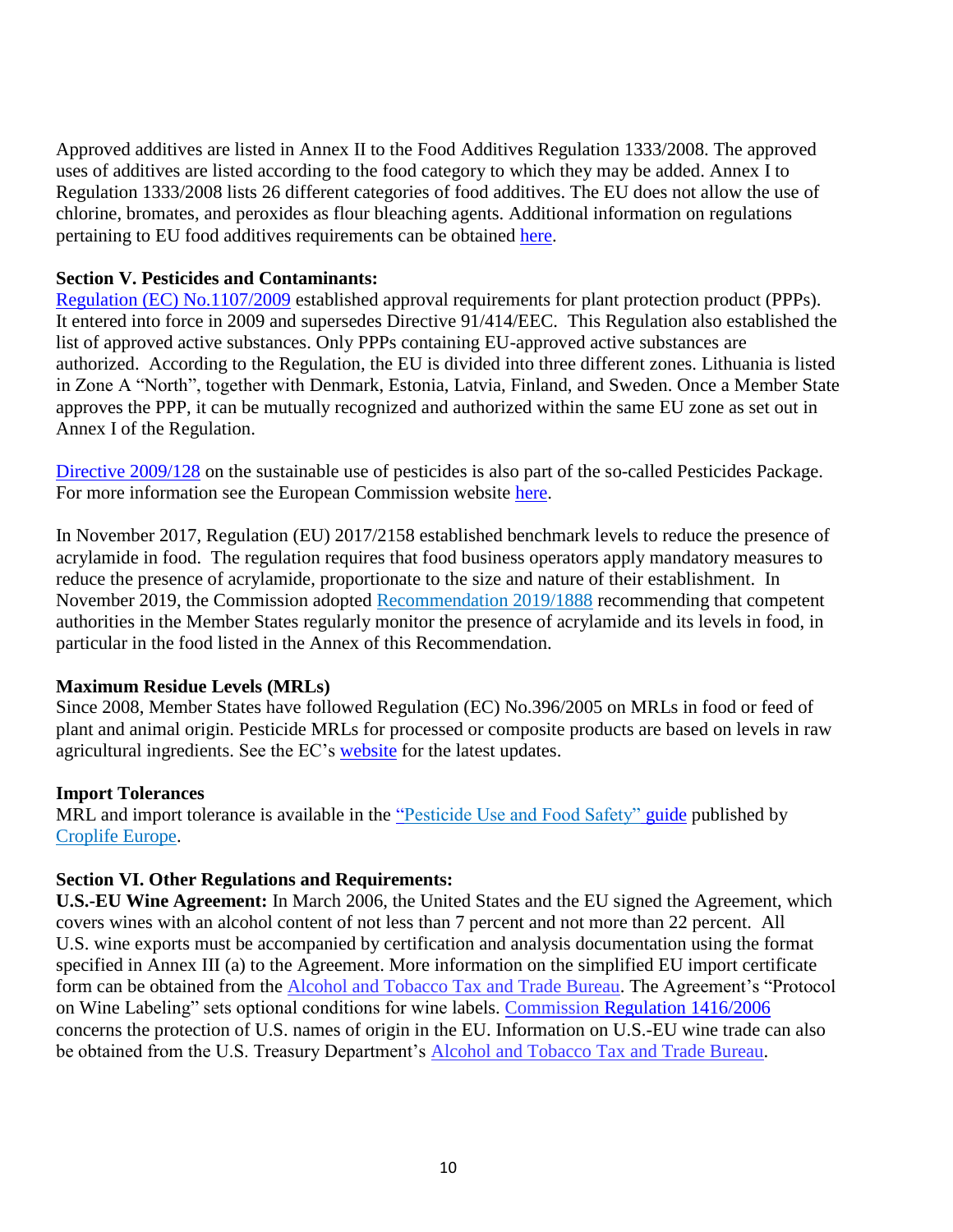Approved additives are listed in Annex II to the Food Additives Regulation 1333/2008. The approved uses of additives are listed according to the food category to which they may be added. Annex I to Regulation 1333/2008 lists 26 different categories of food additives. The EU does not allow the use of chlorine, bromates, and peroxides as flour bleaching agents. Additional information on regulations pertaining to EU food additives requirements can be obtained here.

**Section V. Pesticides and Contaminants:**
Regulation (EC) No.1107/2009 established approval requirements for plant protection product (PPPs). It entered into force in 2009 and supersedes Directive 91/414/EEC. This Regulation also established the list of approved active substances. Only PPPs containing EU-approved active substances are authorized. According to the Regulation, the EU is divided into three different zones. Lithuania is listed in Zone A "North", together with Denmark, Estonia, Latvia, Finland, and Sweden. Once a Member State approves the PPP, it can be mutually recognized and authorized within the same EU zone as set out in Annex I of the Regulation.

Directive 2009/128 on the sustainable use of pesticides is also part of the so-called Pesticides Package. For more information see the European Commission website here.

In November 2017, Regulation (EU) 2017/2158 established benchmark levels to reduce the presence of acrylamide in food. The regulation requires that food business operators apply mandatory measures to reduce the presence of acrylamide, proportionate to the size and nature of their establishment. In November 2019, the Commission adopted Recommendation 2019/1888 recommending that competent authorities in the Member States regularly monitor the presence of acrylamide and its levels in food, in particular in the food listed in the Annex of this Recommendation.

**Maximum Residue Levels (MRLs)**
Since 2008, Member States have followed Regulation (EC) No.396/2005 on MRLs in food or feed of plant and animal origin. Pesticide MRLs for processed or composite products are based on levels in raw agricultural ingredients. See the EC's website for the latest updates.

**Import Tolerances**
MRL and import tolerance is available in the "Pesticide Use and Food Safety" guide published by Croplife Europe.

**Section VI. Other Regulations and Requirements:**
**U.S.-EU Wine Agreement:** In March 2006, the United States and the EU signed the Agreement, which covers wines with an alcohol content of not less than 7 percent and not more than 22 percent. All U.S. wine exports must be accompanied by certification and analysis documentation using the format specified in Annex III (a) to the Agreement. More information on the simplified EU import certificate form can be obtained from the Alcohol and Tobacco Tax and Trade Bureau. The Agreement's "Protocol on Wine Labeling" sets optional conditions for wine labels. Commission Regulation 1416/2006 concerns the protection of U.S. names of origin in the EU. Information on U.S.-EU wine trade can also be obtained from the U.S. Treasury Department's Alcohol and Tobacco Tax and Trade Bureau.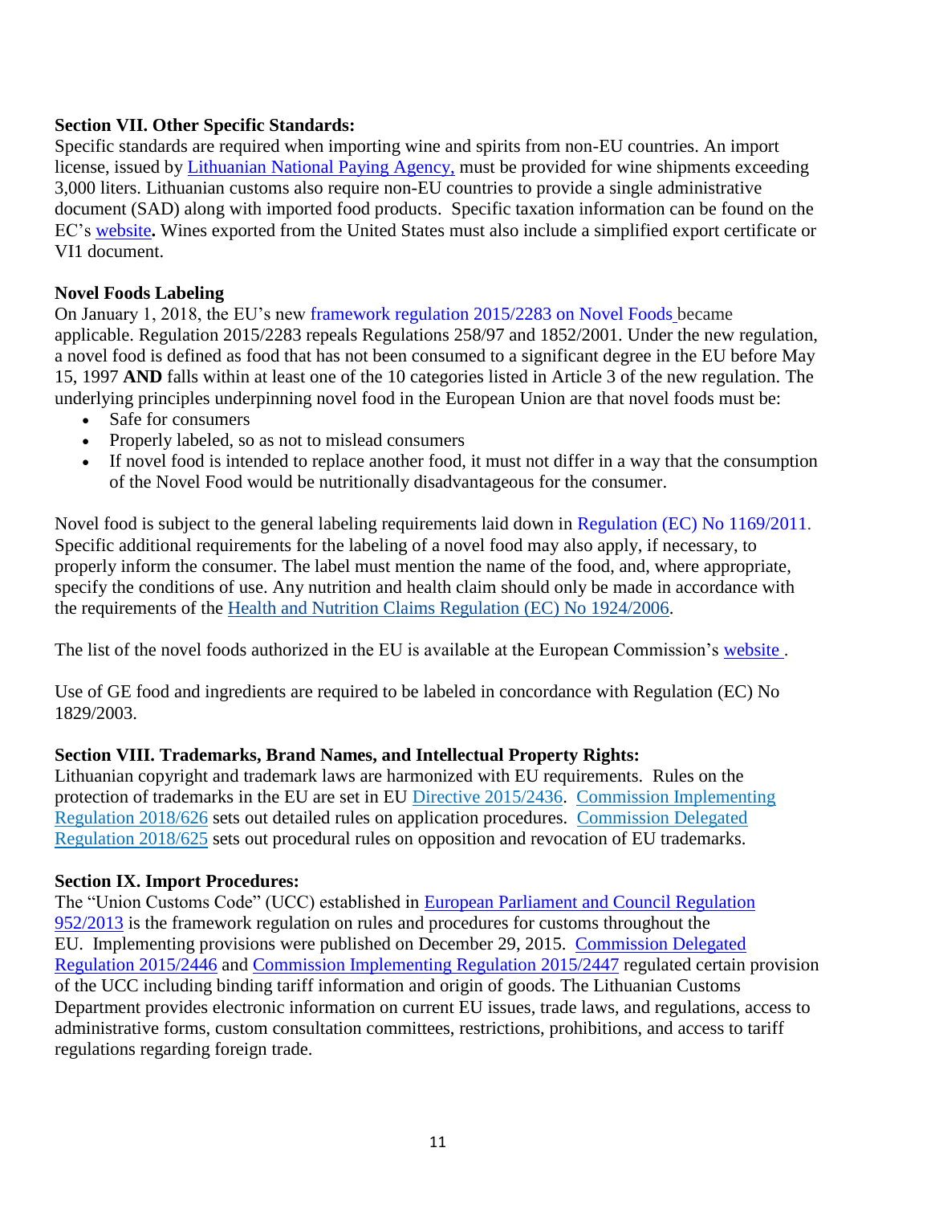**Section VII. Other Specific Standards:**

Specific standards are required when importing wine and spirits from non-EU countries. An import license, issued by Lithuanian National Paying Agency, must be provided for wine shipments exceeding 3,000 liters. Lithuanian customs also require non-EU countries to provide a single administrative document (SAD) along with imported food products. Specific taxation information can be found on the EC's website**.** Wines exported from the United States must also include a simplified export certificate or VI1 document.

**Novel Foods Labeling**

On January 1, 2018, the EU's new framework regulation 2015/2283 on Novel Foods became applicable. Regulation 2015/2283 repeals Regulations 258/97 and 1852/2001. Under the new regulation, a novel food is defined as food that has not been consumed to a significant degree in the EU before May 15, 1997 **AND** falls within at least one of the 10 categories listed in Article 3 of the new regulation. The underlying principles underpinning novel food in the European Union are that novel foods must be:

- Safe for consumers
- Properly labeled, so as not to mislead consumers
- If novel food is intended to replace another food, it must not differ in a way that the consumption of the Novel Food would be nutritionally disadvantageous for the consumer.

Novel food is subject to the general labeling requirements laid down in Regulation (EC) No 1169/2011. Specific additional requirements for the labeling of a novel food may also apply, if necessary, to properly inform the consumer. The label must mention the name of the food, and, where appropriate, specify the conditions of use. Any nutrition and health claim should only be made in accordance with the requirements of the Health and Nutrition Claims Regulation (EC) No 1924/2006.

The list of the novel foods authorized in the EU is available at the European Commission's website .

Use of GE food and ingredients are required to be labeled in concordance with Regulation (EC) No 1829/2003.

**Section VIII. Trademarks, Brand Names, and Intellectual Property Rights:**

Lithuanian copyright and trademark laws are harmonized with EU requirements. Rules on the protection of trademarks in the EU are set in EU Directive 2015/2436. Commission Implementing Regulation 2018/626 sets out detailed rules on application procedures. Commission Delegated Regulation 2018/625 sets out procedural rules on opposition and revocation of EU trademarks.

**Section IX. Import Procedures:**

The "Union Customs Code" (UCC) established in European Parliament and Council Regulation 952/2013 is the framework regulation on rules and procedures for customs throughout the EU. Implementing provisions were published on December 29, 2015. Commission Delegated Regulation 2015/2446 and Commission Implementing Regulation 2015/2447 regulated certain provision of the UCC including binding tariff information and origin of goods. The Lithuanian Customs Department provides electronic information on current EU issues, trade laws, and regulations, access to administrative forms, custom consultation committees, restrictions, prohibitions, and access to tariff regulations regarding foreign trade.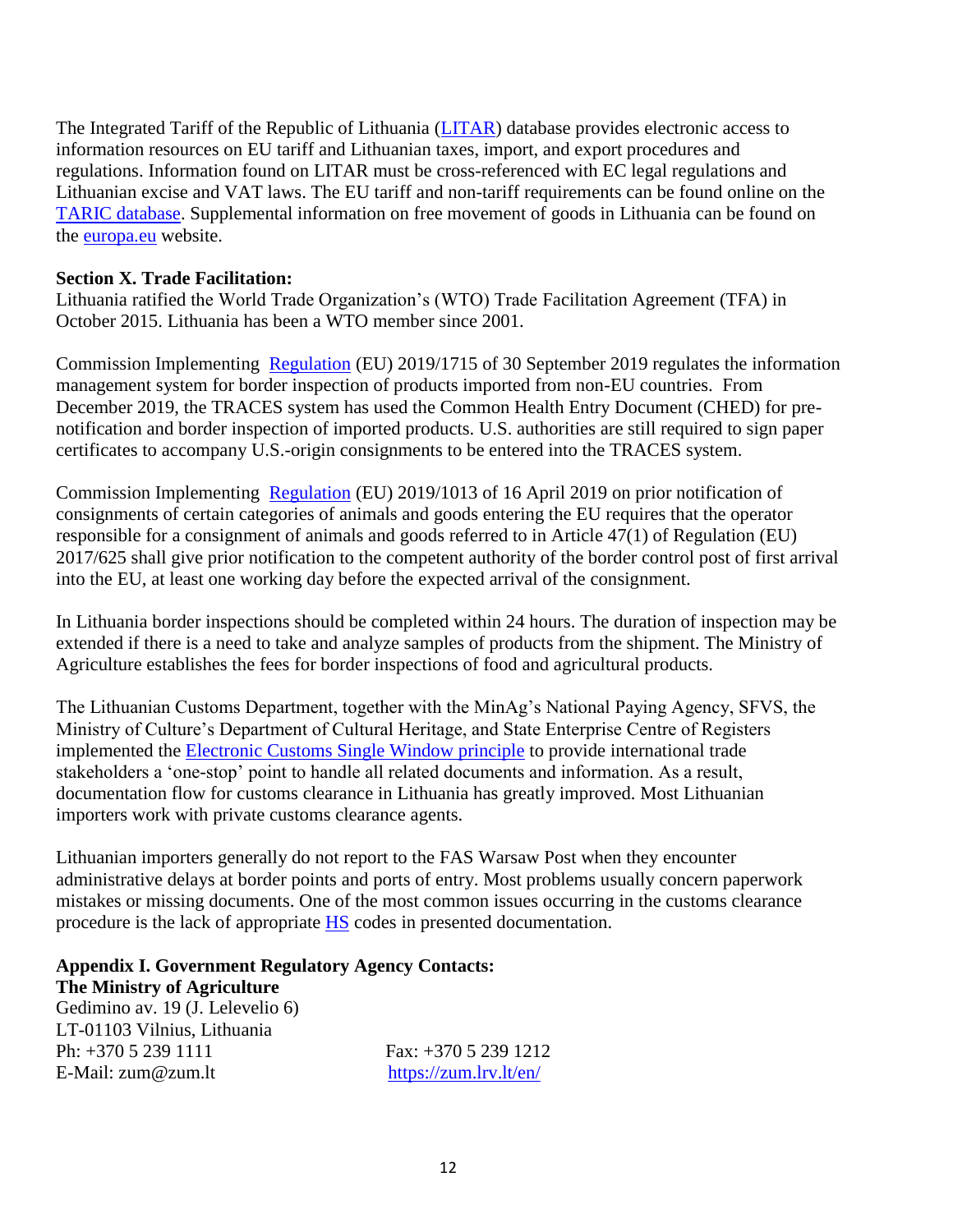The Integrated Tariff of the Republic of Lithuania (LITAR) database provides electronic access to information resources on EU tariff and Lithuanian taxes, import, and export procedures and regulations. Information found on LITAR must be cross-referenced with EC legal regulations and Lithuanian excise and VAT laws. The EU tariff and non-tariff requirements can be found online on the TARIC database. Supplemental information on free movement of goods in Lithuania can be found on the europa.eu website.

## Section X. Trade Facilitation:

Lithuania ratified the World Trade Organization's (WTO) Trade Facilitation Agreement (TFA) in October 2015. Lithuania has been a WTO member since 2001.

Commission Implementing Regulation (EU) 2019/1715 of 30 September 2019 regulates the information management system for border inspection of products imported from non-EU countries. From December 2019, the TRACES system has used the Common Health Entry Document (CHED) for pre-notification and border inspection of imported products. U.S. authorities are still required to sign paper certificates to accompany U.S.-origin consignments to be entered into the TRACES system.

Commission Implementing Regulation (EU) 2019/1013 of 16 April 2019 on prior notification of consignments of certain categories of animals and goods entering the EU requires that the operator responsible for a consignment of animals and goods referred to in Article 47(1) of Regulation (EU) 2017/625 shall give prior notification to the competent authority of the border control post of first arrival into the EU, at least one working day before the expected arrival of the consignment.

In Lithuania border inspections should be completed within 24 hours. The duration of inspection may be extended if there is a need to take and analyze samples of products from the shipment. The Ministry of Agriculture establishes the fees for border inspections of food and agricultural products.

The Lithuanian Customs Department, together with the MinAg's National Paying Agency, SFVS, the Ministry of Culture's Department of Cultural Heritage, and State Enterprise Centre of Registers implemented the Electronic Customs Single Window principle to provide international trade stakeholders a 'one-stop' point to handle all related documents and information. As a result, documentation flow for customs clearance in Lithuania has greatly improved. Most Lithuanian importers work with private customs clearance agents.

Lithuanian importers generally do not report to the FAS Warsaw Post when they encounter administrative delays at border points and ports of entry. Most problems usually concern paperwork mistakes or missing documents. One of the most common issues occurring in the customs clearance procedure is the lack of appropriate HS codes in presented documentation.

## Appendix I. Government Regulatory Agency Contacts:

**The Ministry of Agriculture**
Gedimino av. 19 (J. Lelevelio 6)
LT-01103 Vilnius, Lithuania
Ph: +370 5 239 1111 Fax: +370 5 239 1212
E-Mail: zum@zum.lt https://zum.lrv.lt/en/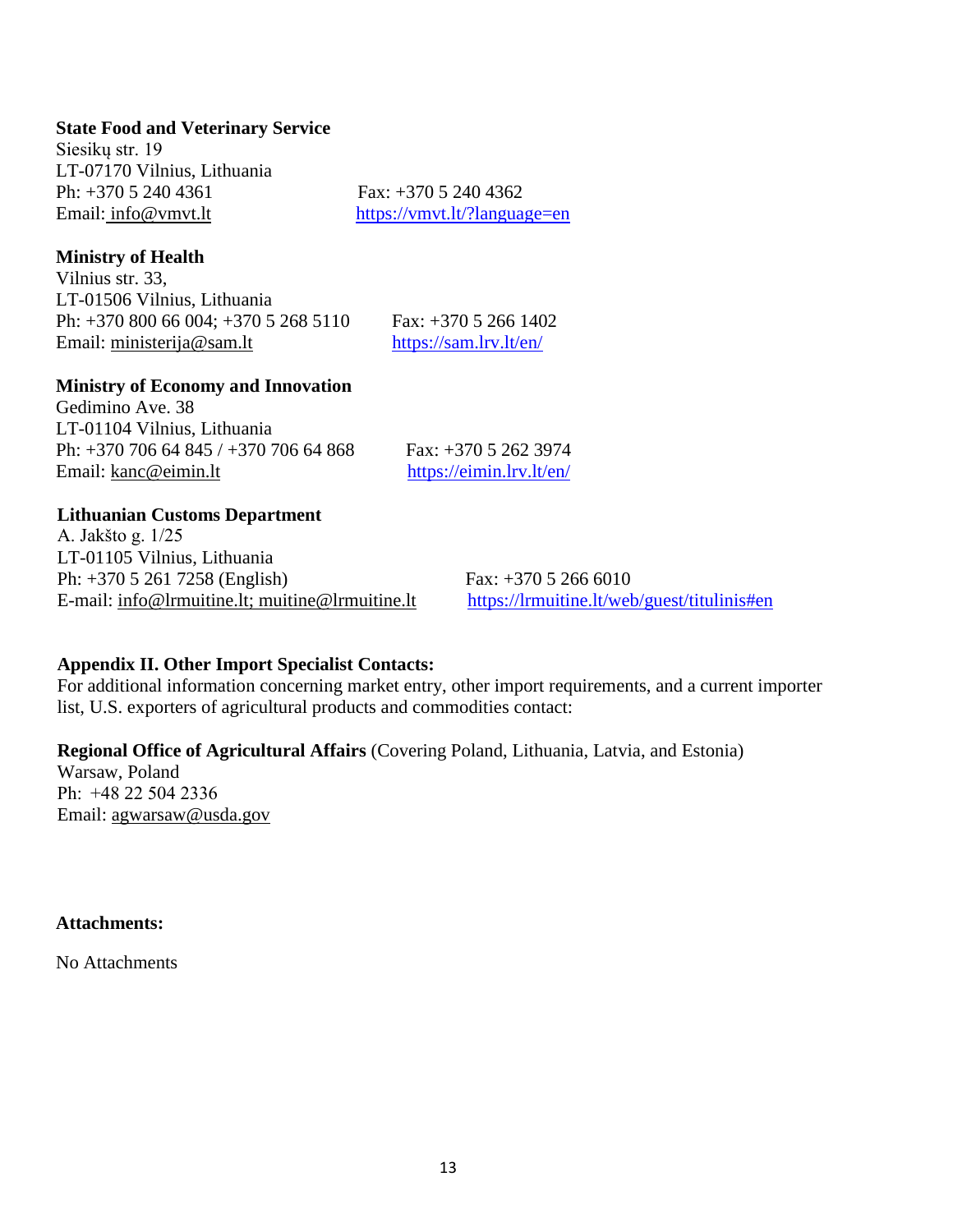**State Food and Veterinary Service**
Siesikų str. 19
LT-07170 Vilnius, Lithuania
Ph: +370 5 240 4361 Fax: +370 5 240 4362
Email: info@vmvt.lt https://vmvt.lt/?language=en

**Ministry of Health**
Vilnius str. 33,
LT-01506 Vilnius, Lithuania
Ph: +370 800 66 004; +370 5 268 5110 Fax: +370 5 266 1402
Email: ministerija@sam.lt https://sam.lrv.lt/en/

**Ministry of Economy and Innovation**
Gedimino Ave. 38
LT-01104 Vilnius, Lithuania
Ph: +370 706 64 845 / +370 706 64 868 Fax: +370 5 262 3974
Email: kanc@eimin.lt https://eimin.lrv.lt/en/

**Lithuanian Customs Department**
A. Jakšto g. 1/25
LT-01105 Vilnius, Lithuania
Ph: +370 5 261 7258 (English) Fax: +370 5 266 6010
E-mail: info@lrmuitine.lt; muitine@lrmuitine.lt https://lrmuitine.lt/web/guest/titulinis#en

**Appendix II. Other Import Specialist Contacts:**
For additional information concerning market entry, other import requirements, and a current importer list, U.S. exporters of agricultural products and commodities contact:

**Regional Office of Agricultural Affairs** (Covering Poland, Lithuania, Latvia, and Estonia)
Warsaw, Poland
Ph: +48 22 504 2336
Email: agwarsaw@usda.gov

**Attachments:**

No Attachments